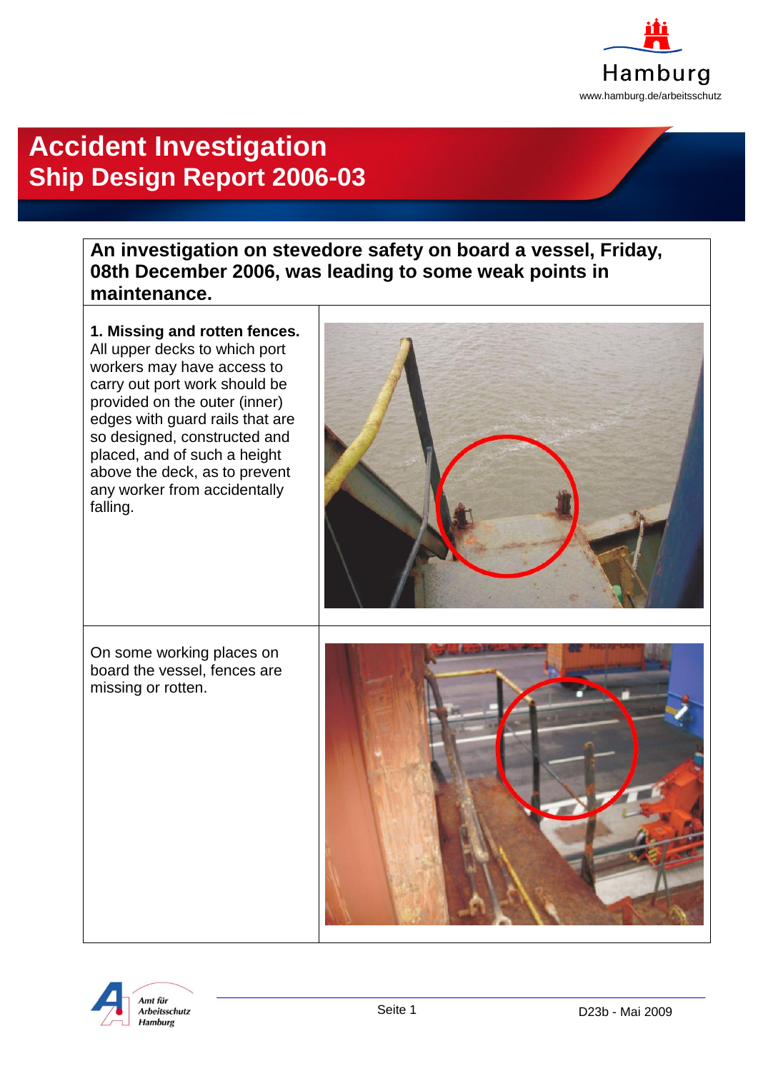Hamburg

www.hamburg.de/arbeitsschutz

# Accident Investigation
# Ship Design Report 2006-03

**An investigation on stevedore safety on board a vessel, Friday, 08th December 2006, was leading to some weak points in maintenance.**

**1. Missing and rotten fences.**
All upper decks to which port workers may have access to carry out port work should be provided on the outer (inner) edges with guard rails that are so designed, constructed and placed, and of such a height above the deck, as to prevent any worker from accidentally falling.

On some working places on board the vessel, fences are missing or rotten.

Amt für Arbeitsschutz Hamburg

D23b - Mai 2009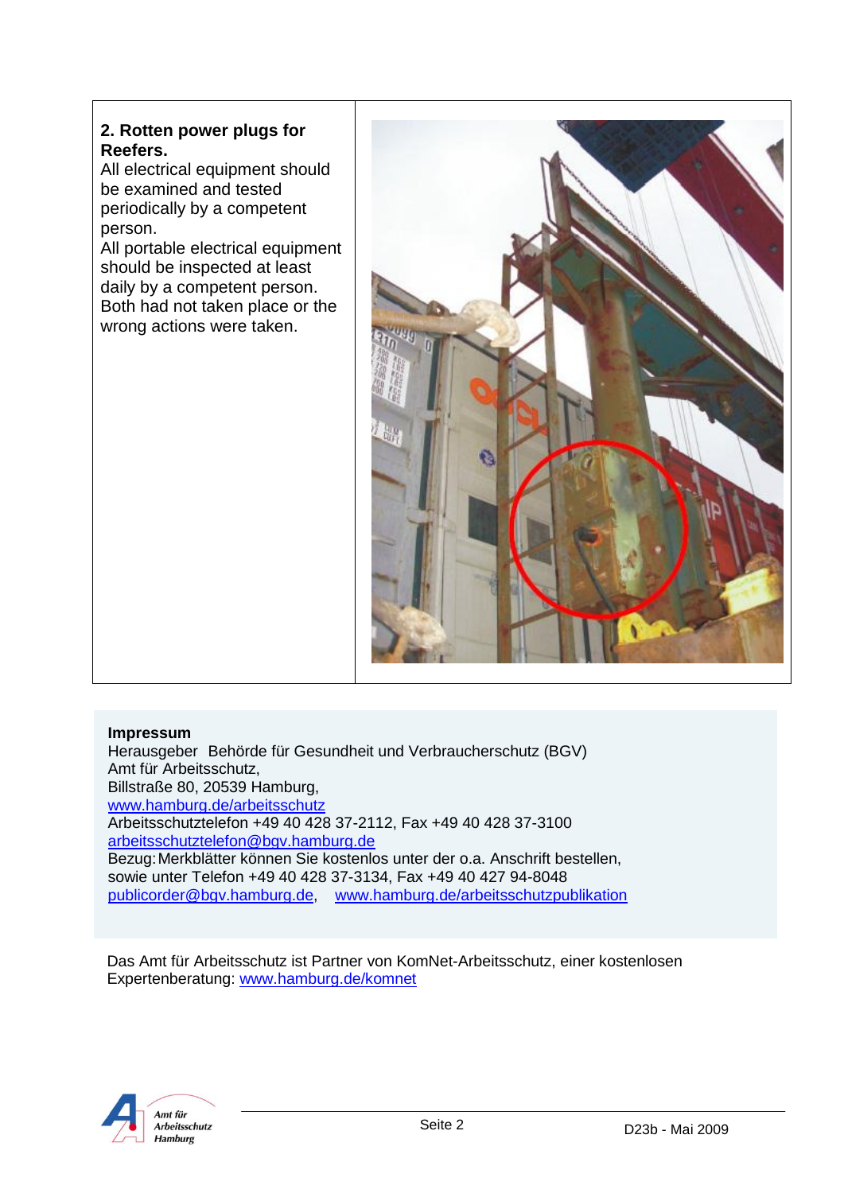**2. Rotten power plugs for Reefers.**

All electrical equipment should be examined and tested periodically by a competent person.

All portable electrical equipment should be inspected at least daily by a competent person.

Both had not taken place or the wrong actions were taken.

**Impressum**

Herausgeber Behörde für Gesundheit und Verbraucherschutz (BGV)
Amt für Arbeitsschutz,
Billstraße 80, 20539 Hamburg,
www.hamburg.de/arbeitsschutz
Arbeitsschutztelefon +49 40 428 37-2112, Fax +49 40 428 37-3100
arbeitsschutztelefon@bgv.hamburg.de
Bezug: Merkblätter können Sie kostenlos unter der o.a. Anschrift bestellen,
sowie unter Telefon +49 40 428 37-3134, Fax +49 40 427 94-8048
publicorder@bgv.hamburg.de, www.hamburg.de/arbeitsschutzpublikation

Das Amt für Arbeitsschutz ist Partner von KomNet-Arbeitsschutz, einer kostenlosen Expertenberatung: www.hamburg.de/komnet

D23b - Mai 2009